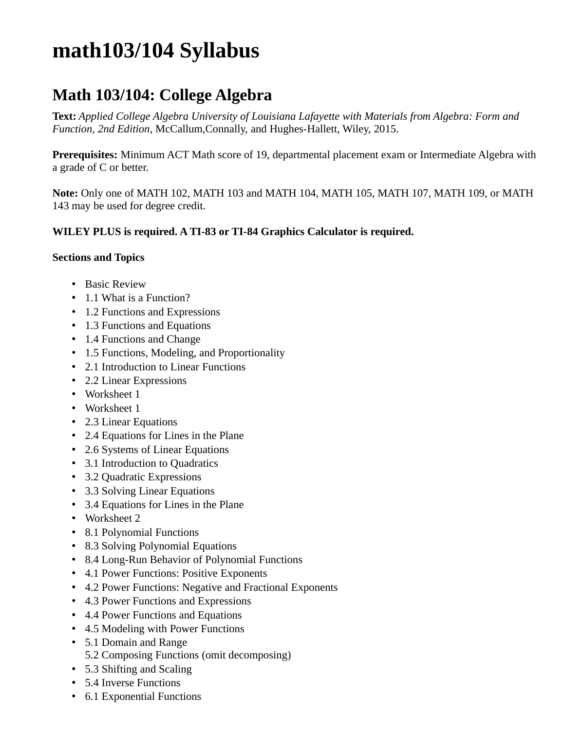# math103/104 Syllabus

## Math 103/104: College Algebra

**Text:** *Applied College Algebra University of Louisiana Lafayette with Materials from Algebra: Form and Function, 2nd Edition*, McCallum,Connally, and Hughes-Hallett, Wiley, 2015.

**Prerequisites:** Minimum ACT Math score of 19, departmental placement exam or Intermediate Algebra with a grade of C or better.

**Note:** Only one of MATH 102, MATH 103 and MATH 104, MATH 105, MATH 107, MATH 109, or MATH 143 may be used for degree credit.

**WILEY PLUS is required. A TI-83 or TI-84 Graphics Calculator is required.**

**Sections and Topics**

- Basic Review
- 1.1 What is a Function?
- 1.2 Functions and Expressions
- 1.3 Functions and Equations
- 1.4 Functions and Change
- 1.5 Functions, Modeling, and Proportionality
- 2.1 Introduction to Linear Functions
- 2.2 Linear Expressions
- Worksheet 1
- Worksheet 1
- 2.3 Linear Equations
- 2.4 Equations for Lines in the Plane
- 2.6 Systems of Linear Equations
- 3.1 Introduction to Quadratics
- 3.2 Quadratic Expressions
- 3.3 Solving Linear Equations
- 3.4 Equations for Lines in the Plane
- Worksheet 2
- 8.1 Polynomial Functions
- 8.3 Solving Polynomial Equations
- 8.4 Long-Run Behavior of Polynomial Functions
- 4.1 Power Functions: Positive Exponents
- 4.2 Power Functions: Negative and Fractional Exponents
- 4.3 Power Functions and Expressions
- 4.4 Power Functions and Equations
- 4.5 Modeling with Power Functions
- 5.1 Domain and Range
  5.2 Composing Functions (omit decomposing)
- 5.3 Shifting and Scaling
- 5.4 Inverse Functions
- 6.1 Exponential Functions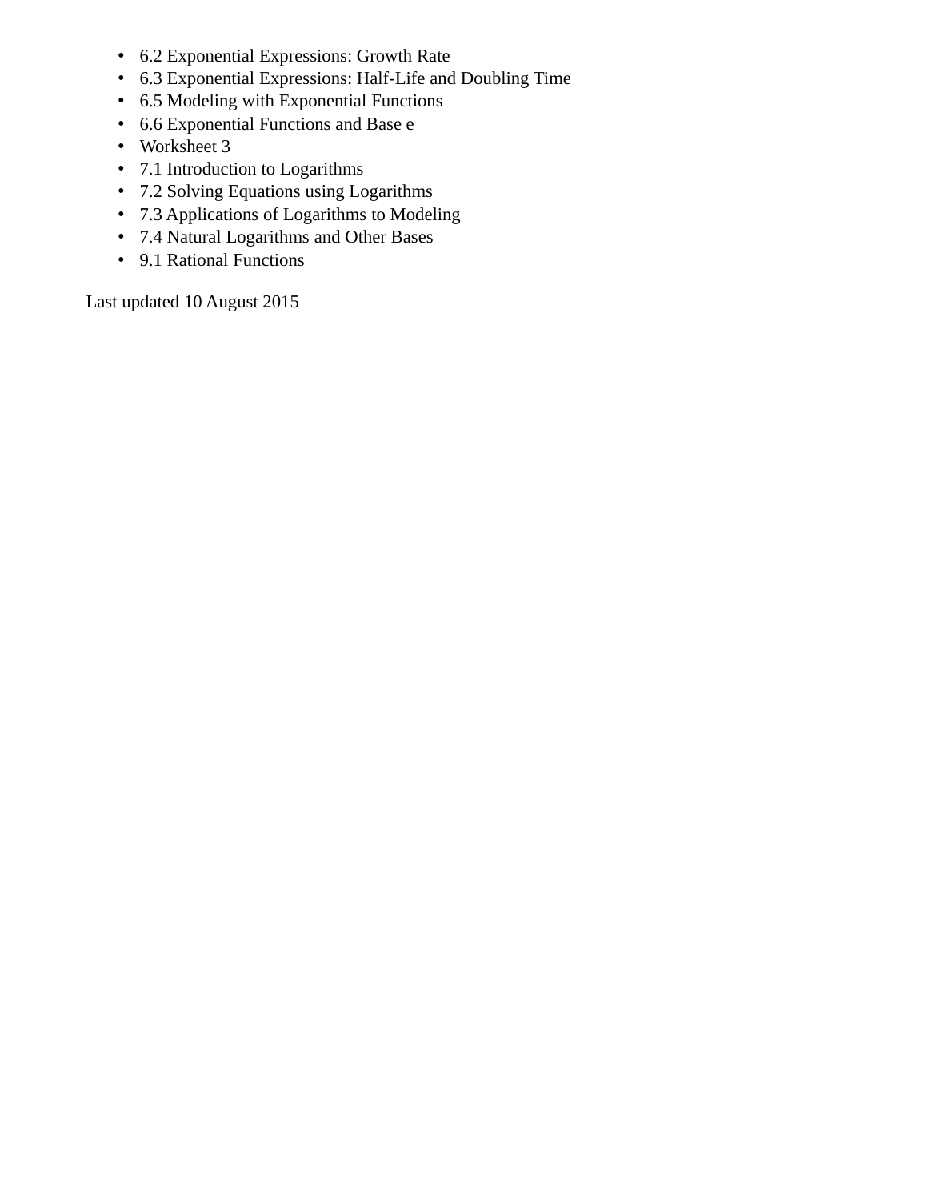- 6.2 Exponential Expressions: Growth Rate
- 6.3 Exponential Expressions: Half-Life and Doubling Time
- 6.5 Modeling with Exponential Functions
- 6.6 Exponential Functions and Base e
- Worksheet 3
- 7.1 Introduction to Logarithms
- 7.2 Solving Equations using Logarithms
- 7.3 Applications of Logarithms to Modeling
- 7.4 Natural Logarithms and Other Bases
- 9.1 Rational Functions

Last updated 10 August 2015